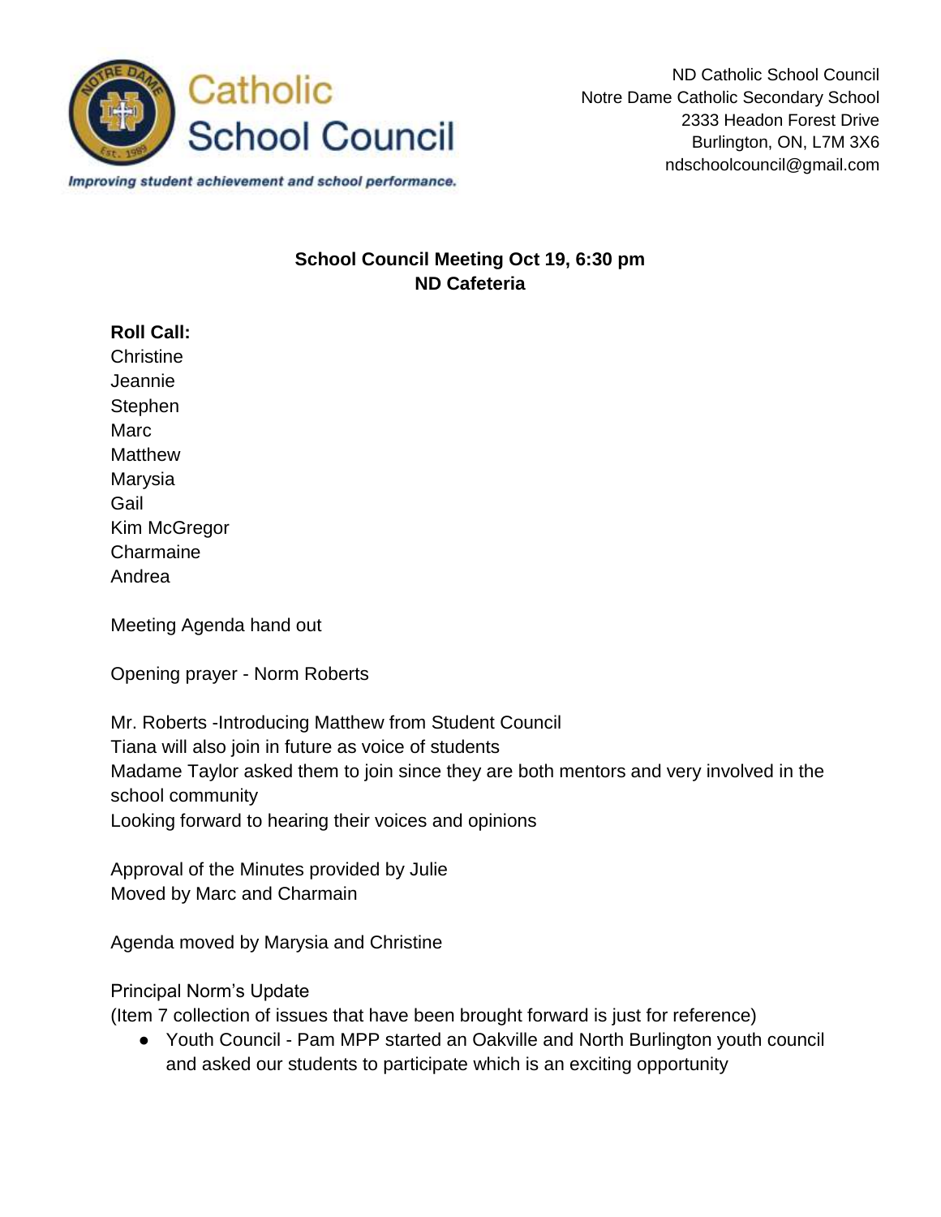Catholic School Council

*Improving student achievement and school performance.*

ND Catholic School Council
Notre Dame Catholic Secondary School
2333 Headon Forest Drive
Burlington, ON, L7M 3X6
ndschoolcouncil@gmail.com

**School Council Meeting Oct 19, 6:30 pm**
**ND Cafeteria**

**Roll Call:**
Christine
Jeannie
Stephen
Marc
Matthew
Marysia
Gail
Kim McGregor
Charmaine
Andrea

Meeting Agenda hand out

Opening prayer - Norm Roberts

Mr. Roberts -Introducing Matthew from Student Council
Tiana will also join in future as voice of students
Madame Taylor asked them to join since they are both mentors and very involved in the school community
Looking forward to hearing their voices and opinions

Approval of the Minutes provided by Julie
Moved by Marc and Charmain

Agenda moved by Marysia and Christine

Principal Norm's Update
(Item 7 collection of issues that have been brought forward is just for reference)

- Youth Council - Pam MPP started an Oakville and North Burlington youth council and asked our students to participate which is an exciting opportunity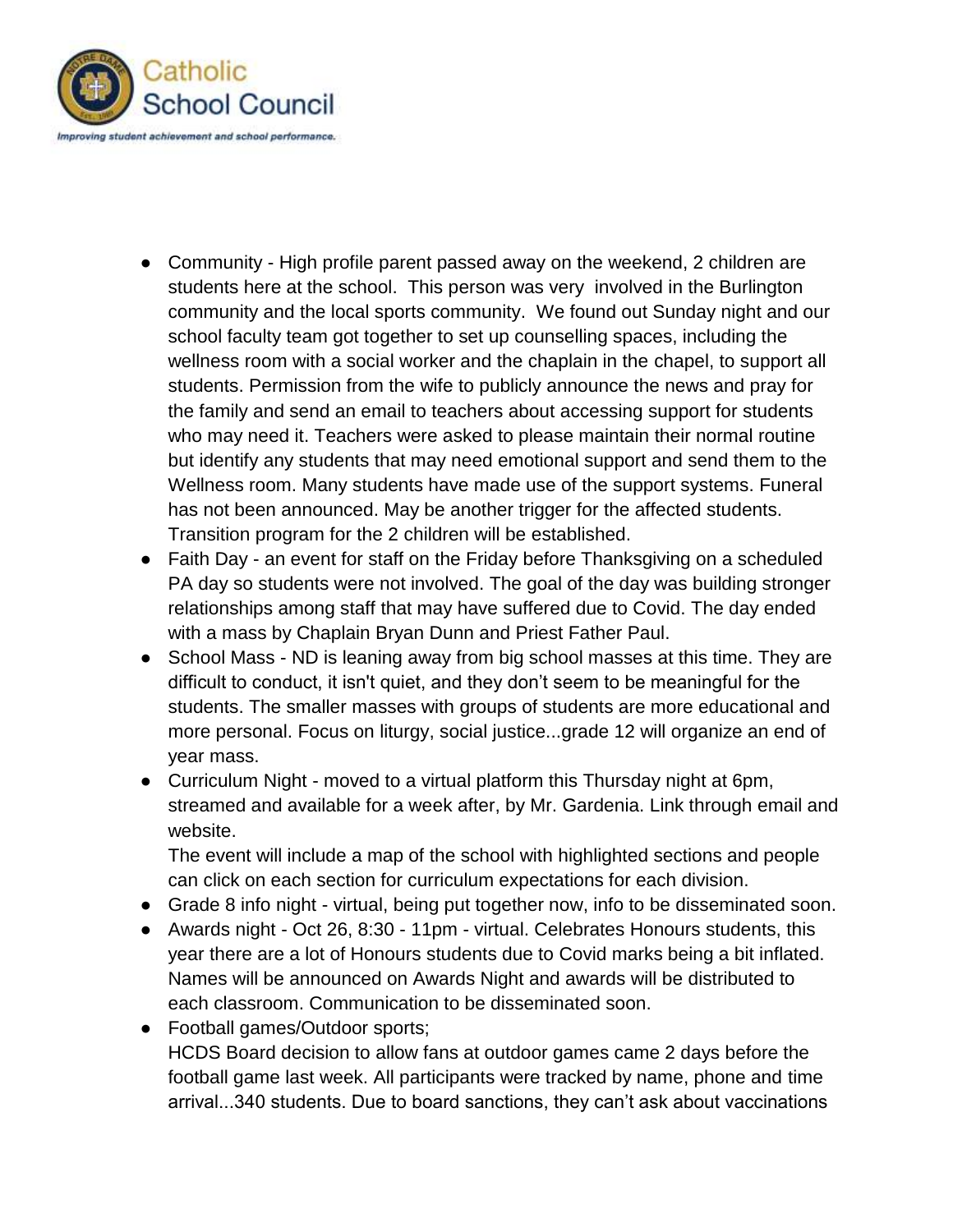- Community - High profile parent passed away on the weekend, 2 children are students here at the school. This person was very involved in the Burlington community and the local sports community. We found out Sunday night and our school faculty team got together to set up counselling spaces, including the wellness room with a social worker and the chaplain in the chapel, to support all students. Permission from the wife to publicly announce the news and pray for the family and send an email to teachers about accessing support for students who may need it. Teachers were asked to please maintain their normal routine but identify any students that may need emotional support and send them to the Wellness room. Many students have made use of the support systems. Funeral has not been announced. May be another trigger for the affected students. Transition program for the 2 children will be established.
- Faith Day - an event for staff on the Friday before Thanksgiving on a scheduled PA day so students were not involved. The goal of the day was building stronger relationships among staff that may have suffered due to Covid. The day ended with a mass by Chaplain Bryan Dunn and Priest Father Paul.
- School Mass - ND is leaning away from big school masses at this time. They are difficult to conduct, it isn't quiet, and they don't seem to be meaningful for the students. The smaller masses with groups of students are more educational and more personal. Focus on liturgy, social justice...grade 12 will organize an end of year mass.
- Curriculum Night - moved to a virtual platform this Thursday night at 6pm, streamed and available for a week after, by Mr. Gardenia. Link through email and website.
  The event will include a map of the school with highlighted sections and people can click on each section for curriculum expectations for each division.
- Grade 8 info night - virtual, being put together now, info to be disseminated soon.
- Awards night - Oct 26, 8:30 - 11pm - virtual. Celebrates Honours students, this year there are a lot of Honours students due to Covid marks being a bit inflated. Names will be announced on Awards Night and awards will be distributed to each classroom. Communication to be disseminated soon.
- Football games/Outdoor sports;
  HCDS Board decision to allow fans at outdoor games came 2 days before the football game last week. All participants were tracked by name, phone and time arrival...340 students. Due to board sanctions, they can't ask about vaccinations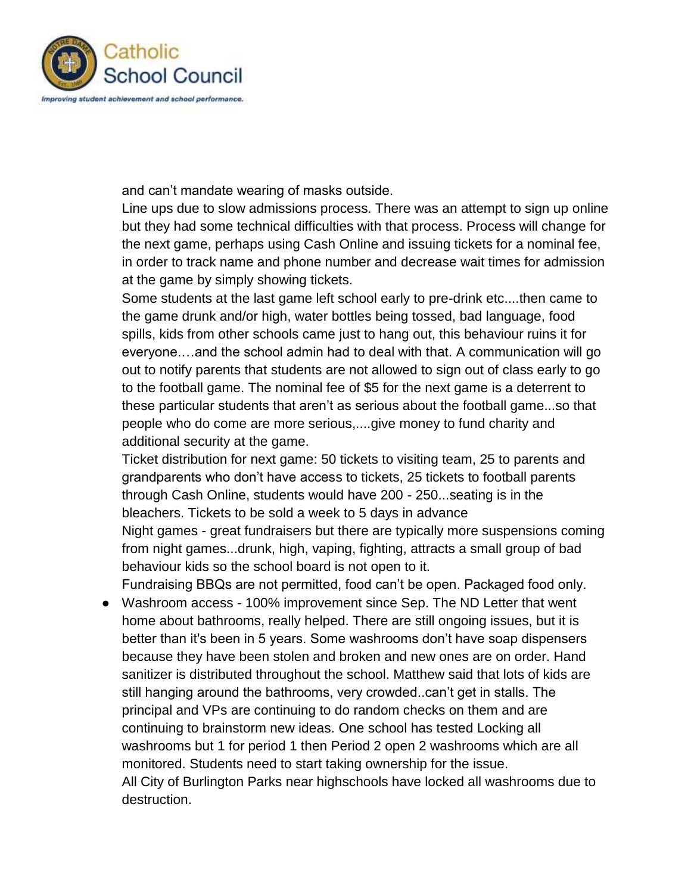and can't mandate wearing of masks outside.

Line ups due to slow admissions process. There was an attempt to sign up online but they had some technical difficulties with that process. Process will change for the next game, perhaps using Cash Online and issuing tickets for a nominal fee, in order to track name and phone number and decrease wait times for admission at the game by simply showing tickets.

Some students at the last game left school early to pre-drink etc....then came to the game drunk and/or high, water bottles being tossed, bad language, food spills, kids from other schools came just to hang out, this behaviour ruins it for everyone.…and the school admin had to deal with that. A communication will go out to notify parents that students are not allowed to sign out of class early to go to the football game. The nominal fee of $5 for the next game is a deterrent to these particular students that aren't as serious about the football game...so that people who do come are more serious,....give money to fund charity and additional security at the game.

Ticket distribution for next game: 50 tickets to visiting team, 25 to parents and grandparents who don't have access to tickets, 25 tickets to football parents through Cash Online, students would have 200 - 250...seating is in the bleachers. Tickets to be sold a week to 5 days in advance

Night games - great fundraisers but there are typically more suspensions coming from night games...drunk, high, vaping, fighting, attracts a small group of bad behaviour kids so the school board is not open to it.

Fundraising BBQs are not permitted, food can't be open. Packaged food only.

- Washroom access - 100% improvement since Sep. The ND Letter that went home about bathrooms, really helped. There are still ongoing issues, but it is better than it's been in 5 years. Some washrooms don't have soap dispensers because they have been stolen and broken and new ones are on order. Hand sanitizer is distributed throughout the school. Matthew said that lots of kids are still hanging around the bathrooms, very crowded..can't get in stalls. The principal and VPs are continuing to do random checks on them and are continuing to brainstorm new ideas. One school has tested Locking all washrooms but 1 for period 1 then Period 2 open 2 washrooms which are all monitored. Students need to start taking ownership for the issue.

  All City of Burlington Parks near highschools have locked all washrooms due to destruction.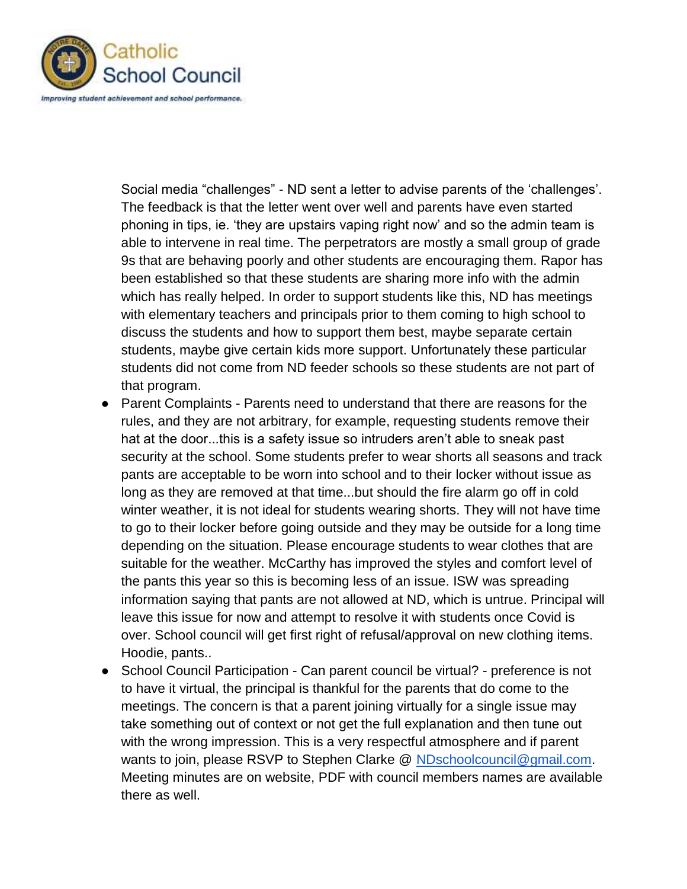Social media “challenges” - ND sent a letter to advise parents of the ‘challenges’. The feedback is that the letter went over well and parents have even started phoning in tips, ie. ‘they are upstairs vaping right now’ and so the admin team is able to intervene in real time. The perpetrators are mostly a small group of grade 9s that are behaving poorly and other students are encouraging them. Rapor has been established so that these students are sharing more info with the admin which has really helped. In order to support students like this, ND has meetings with elementary teachers and principals prior to them coming to high school to discuss the students and how to support them best, maybe separate certain students, maybe give certain kids more support. Unfortunately these particular students did not come from ND feeder schools so these students are not part of that program.

- Parent Complaints - Parents need to understand that there are reasons for the rules, and they are not arbitrary, for example, requesting students remove their hat at the door...this is a safety issue so intruders aren’t able to sneak past security at the school. Some students prefer to wear shorts all seasons and track pants are acceptable to be worn into school and to their locker without issue as long as they are removed at that time...but should the fire alarm go off in cold winter weather, it is not ideal for students wearing shorts. They will not have time to go to their locker before going outside and they may be outside for a long time depending on the situation. Please encourage students to wear clothes that are suitable for the weather. McCarthy has improved the styles and comfort level of the pants this year so this is becoming less of an issue. ISW was spreading information saying that pants are not allowed at ND, which is untrue. Principal will leave this issue for now and attempt to resolve it with students once Covid is over. School council will get first right of refusal/approval on new clothing items. Hoodie, pants..
- School Council Participation - Can parent council be virtual? - preference is not to have it virtual, the principal is thankful for the parents that do come to the meetings. The concern is that a parent joining virtually for a single issue may take something out of context or not get the full explanation and then tune out with the wrong impression. This is a very respectful atmosphere and if parent wants to join, please RSVP to Stephen Clarke @ NDschoolcouncil@gmail.com. Meeting minutes are on website, PDF with council members names are available there as well.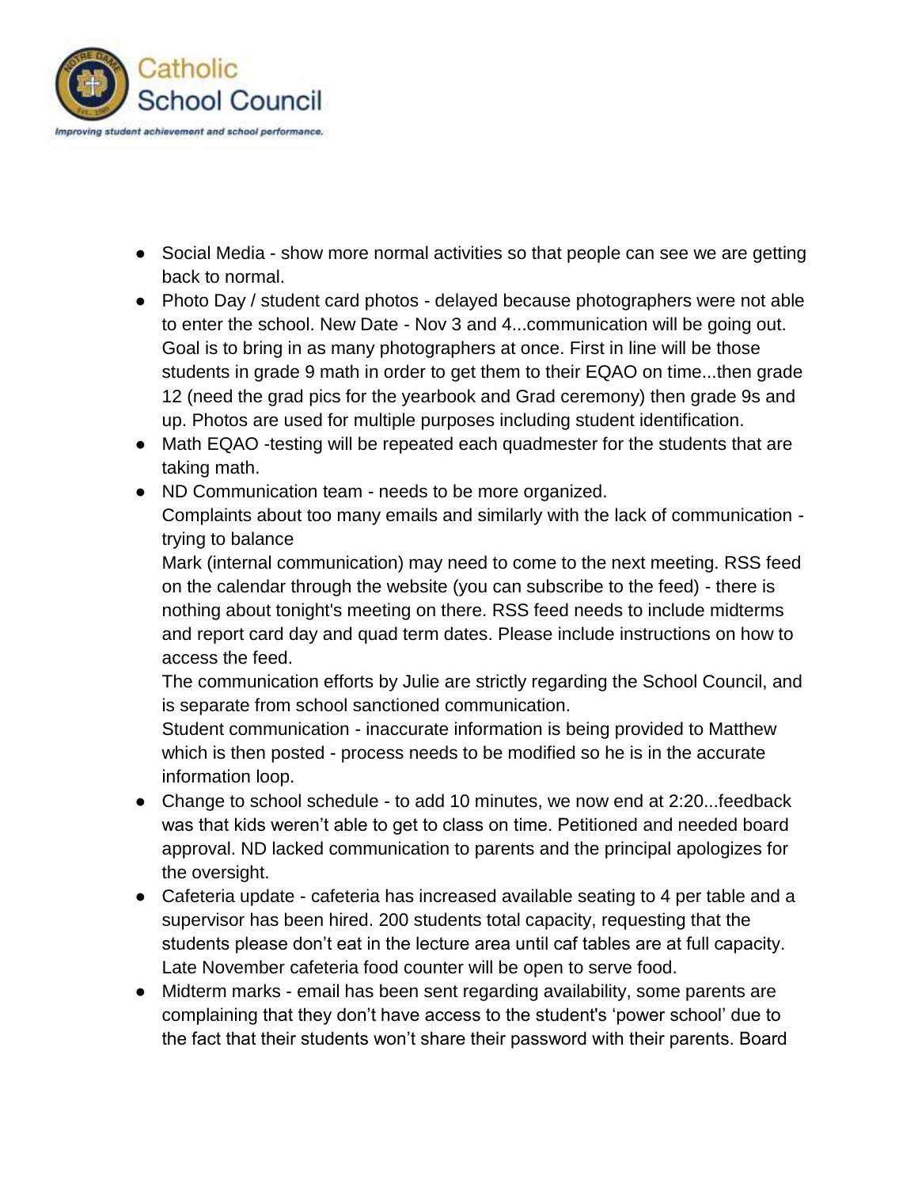- Social Media - show more normal activities so that people can see we are getting back to normal.
- Photo Day / student card photos - delayed because photographers were not able to enter the school. New Date - Nov 3 and 4...communication will be going out. Goal is to bring in as many photographers at once. First in line will be those students in grade 9 math in order to get them to their EQAO on time...then grade 12 (need the grad pics for the yearbook and Grad ceremony) then grade 9s and up. Photos are used for multiple purposes including student identification.
- Math EQAO -testing will be repeated each quadmester for the students that are taking math.
- ND Communication team - needs to be more organized.
  Complaints about too many emails and similarly with the lack of communication - trying to balance
  Mark (internal communication) may need to come to the next meeting. RSS feed on the calendar through the website (you can subscribe to the feed) - there is nothing about tonight's meeting on there. RSS feed needs to include midterms and report card day and quad term dates. Please include instructions on how to access the feed.
  The communication efforts by Julie are strictly regarding the School Council, and is separate from school sanctioned communication.
  Student communication - inaccurate information is being provided to Matthew which is then posted - process needs to be modified so he is in the accurate information loop.
- Change to school schedule - to add 10 minutes, we now end at 2:20...feedback was that kids weren't able to get to class on time. Petitioned and needed board approval. ND lacked communication to parents and the principal apologizes for the oversight.
- Cafeteria update - cafeteria has increased available seating to 4 per table and a supervisor has been hired. 200 students total capacity, requesting that the students please don't eat in the lecture area until caf tables are at full capacity. Late November cafeteria food counter will be open to serve food.
- Midterm marks - email has been sent regarding availability, some parents are complaining that they don't have access to the student's 'power school' due to the fact that their students won't share their password with their parents. Board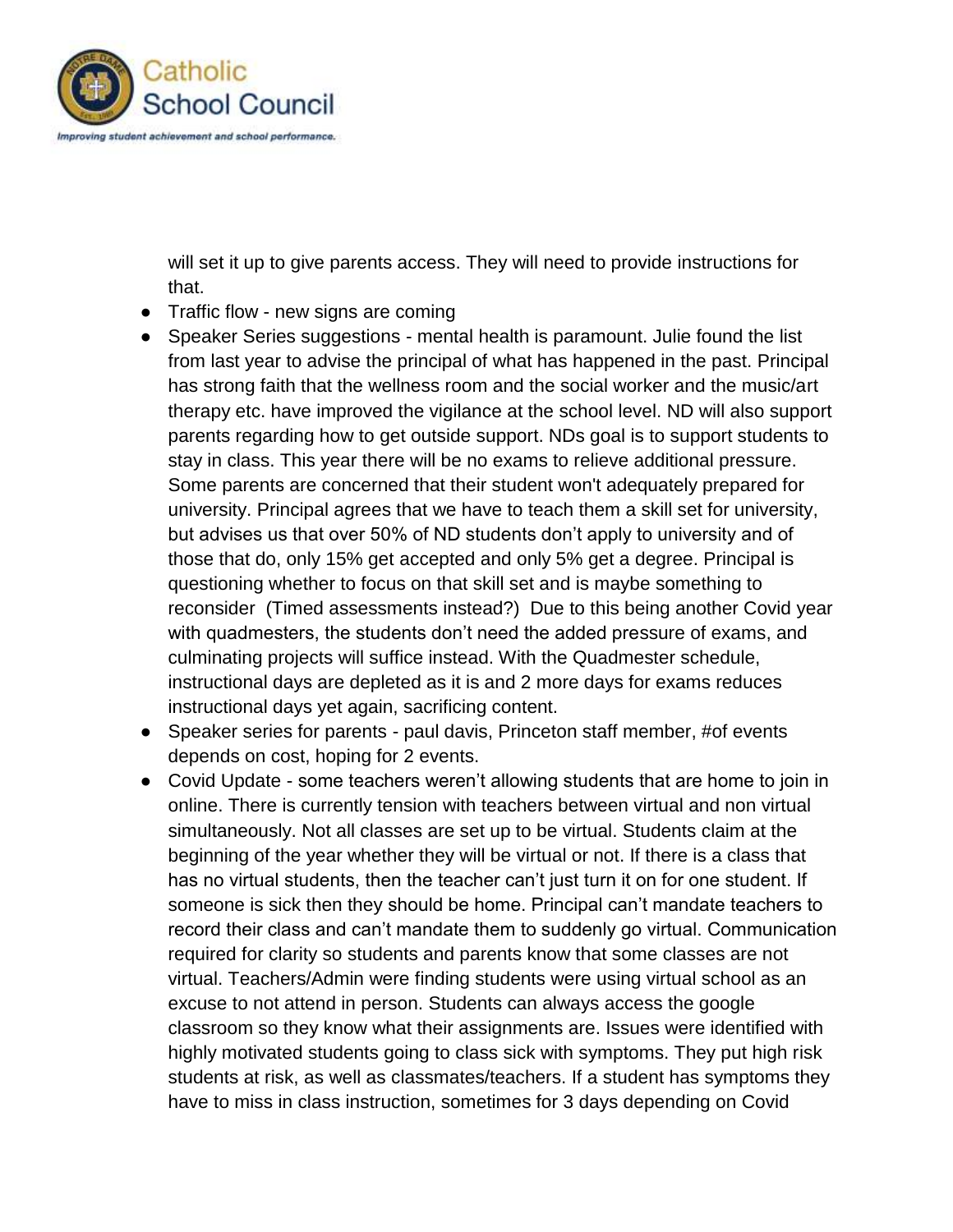will set it up to give parents access. They will need to provide instructions for that.

- Traffic flow - new signs are coming
- Speaker Series suggestions - mental health is paramount. Julie found the list from last year to advise the principal of what has happened in the past. Principal has strong faith that the wellness room and the social worker and the music/art therapy etc. have improved the vigilance at the school level. ND will also support parents regarding how to get outside support. NDs goal is to support students to stay in class. This year there will be no exams to relieve additional pressure. Some parents are concerned that their student won't adequately prepared for university. Principal agrees that we have to teach them a skill set for university, but advises us that over 50% of ND students don't apply to university and of those that do, only 15% get accepted and only 5% get a degree. Principal is questioning whether to focus on that skill set and is maybe something to reconsider (Timed assessments instead?) Due to this being another Covid year with quadmesters, the students don't need the added pressure of exams, and culminating projects will suffice instead. With the Quadmester schedule, instructional days are depleted as it is and 2 more days for exams reduces instructional days yet again, sacrificing content.
- Speaker series for parents - paul davis, Princeton staff member, #of events depends on cost, hoping for 2 events.
- Covid Update - some teachers weren't allowing students that are home to join in online. There is currently tension with teachers between virtual and non virtual simultaneously. Not all classes are set up to be virtual. Students claim at the beginning of the year whether they will be virtual or not. If there is a class that has no virtual students, then the teacher can't just turn it on for one student. If someone is sick then they should be home. Principal can't mandate teachers to record their class and can't mandate them to suddenly go virtual. Communication required for clarity so students and parents know that some classes are not virtual. Teachers/Admin were finding students were using virtual school as an excuse to not attend in person. Students can always access the google classroom so they know what their assignments are. Issues were identified with highly motivated students going to class sick with symptoms. They put high risk students at risk, as well as classmates/teachers. If a student has symptoms they have to miss in class instruction, sometimes for 3 days depending on Covid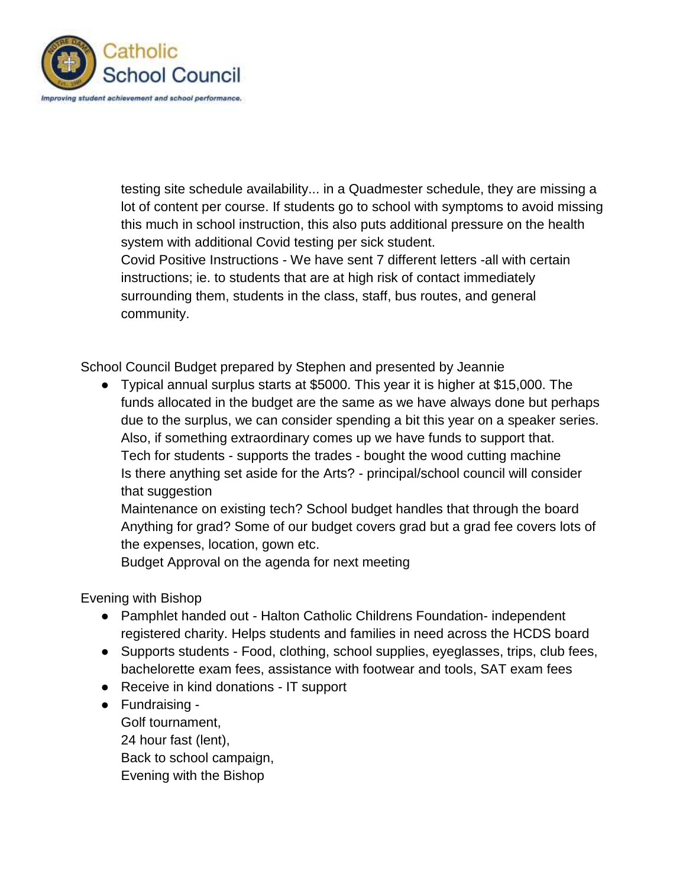testing site schedule availability... in a Quadmester schedule, they are missing a lot of content per course. If students go to school with symptoms to avoid missing this much in school instruction, this also puts additional pressure on the health system with additional Covid testing per sick student.
Covid Positive Instructions - We have sent 7 different letters -all with certain instructions; ie. to students that are at high risk of contact immediately surrounding them, students in the class, staff, bus routes, and general community.

School Council Budget prepared by Stephen and presented by Jeannie

- Typical annual surplus starts at $5000. This year it is higher at $15,000. The funds allocated in the budget are the same as we have always done but perhaps due to the surplus, we can consider spending a bit this year on a speaker series. Also, if something extraordinary comes up we have funds to support that.
  Tech for students - supports the trades - bought the wood cutting machine
  Is there anything set aside for the Arts? - principal/school council will consider that suggestion
  Maintenance on existing tech? School budget handles that through the board
  Anything for grad? Some of our budget covers grad but a grad fee covers lots of the expenses, location, gown etc.
  Budget Approval on the agenda for next meeting

Evening with Bishop

- Pamphlet handed out - Halton Catholic Childrens Foundation- independent registered charity. Helps students and families in need across the HCDS board
- Supports students - Food, clothing, school supplies, eyeglasses, trips, club fees, bachelorette exam fees, assistance with footwear and tools, SAT exam fees
- Receive in kind donations - IT support
- Fundraising -
  Golf tournament,
  24 hour fast (lent),
  Back to school campaign,
  Evening with the Bishop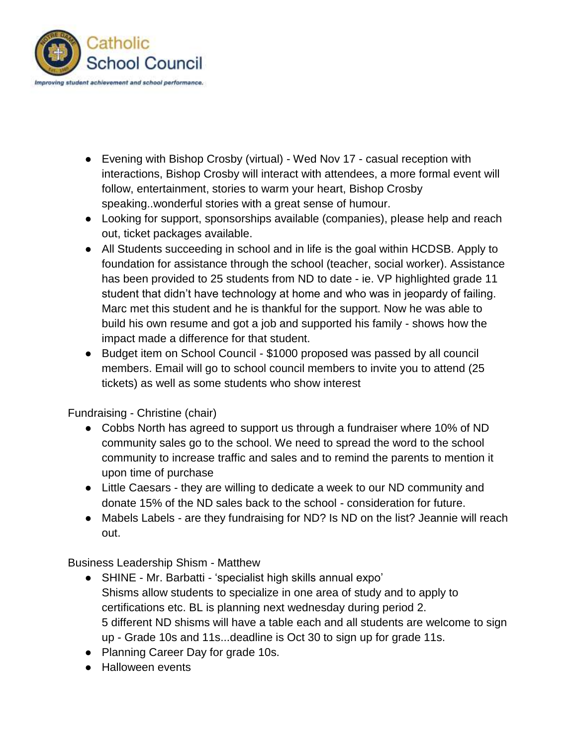- Evening with Bishop Crosby (virtual) - Wed Nov 17 - casual reception with interactions, Bishop Crosby will interact with attendees, a more formal event will follow, entertainment, stories to warm your heart, Bishop Crosby speaking..wonderful stories with a great sense of humour.
- Looking for support, sponsorships available (companies), please help and reach out, ticket packages available.
- All Students succeeding in school and in life is the goal within HCDSB. Apply to foundation for assistance through the school (teacher, social worker). Assistance has been provided to 25 students from ND to date - ie. VP highlighted grade 11 student that didn't have technology at home and who was in jeopardy of failing. Marc met this student and he is thankful for the support. Now he was able to build his own resume and got a job and supported his family - shows how the impact made a difference for that student.
- Budget item on School Council - $1000 proposed was passed by all council members. Email will go to school council members to invite you to attend (25 tickets) as well as some students who show interest

Fundraising - Christine (chair)

- Cobbs North has agreed to support us through a fundraiser where 10% of ND community sales go to the school. We need to spread the word to the school community to increase traffic and sales and to remind the parents to mention it upon time of purchase
- Little Caesars - they are willing to dedicate a week to our ND community and donate 15% of the ND sales back to the school - consideration for future.
- Mabels Labels - are they fundraising for ND? Is ND on the list? Jeannie will reach out.

Business Leadership Shism - Matthew

- SHINE - Mr. Barbatti - 'specialist high skills annual expo'
  Shisms allow students to specialize in one area of study and to apply to certifications etc. BL is planning next wednesday during period 2.
  5 different ND shisms will have a table each and all students are welcome to sign up - Grade 10s and 11s...deadline is Oct 30 to sign up for grade 11s.
- Planning Career Day for grade 10s.
- Halloween events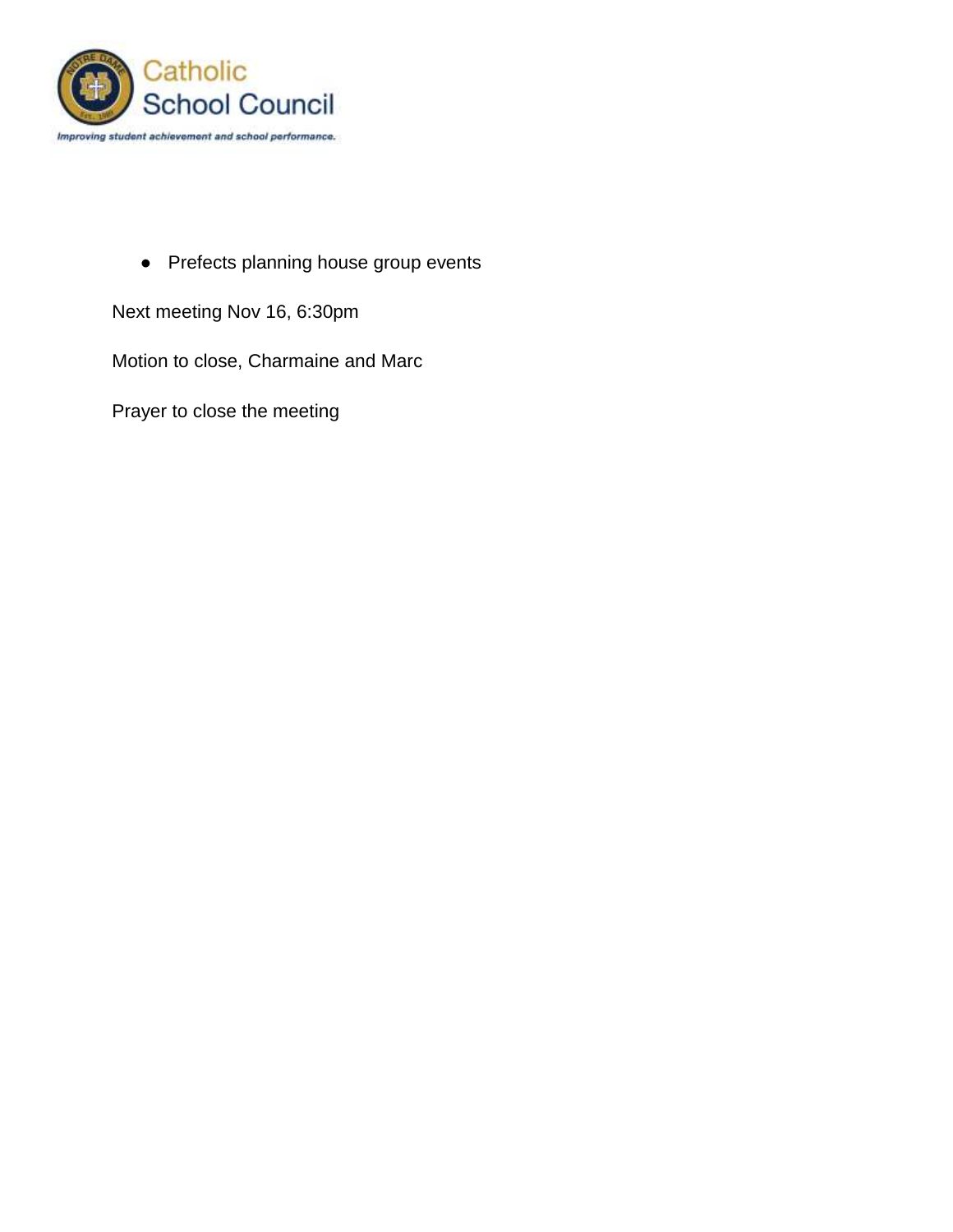- Prefects planning house group events

Next meeting Nov 16, 6:30pm

Motion to close, Charmaine and Marc

Prayer to close the meeting